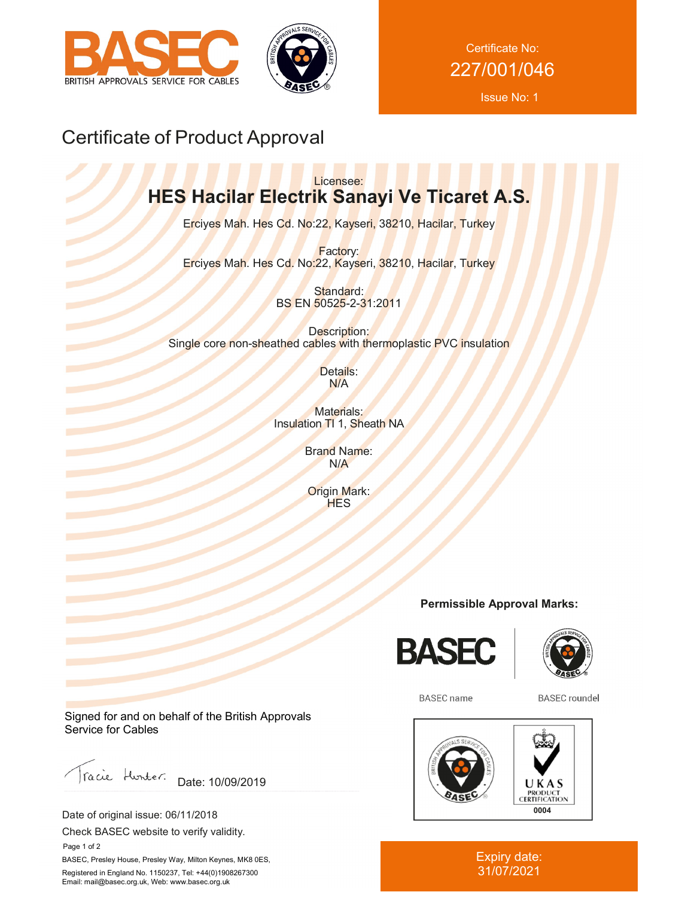BASEC
BRITISH APPROVALS SERVICE FOR CABLES

Certificate No:
227/001/046

Issue No: 1

# Certificate of Product Approval

Licensee:
## HES Hacilar Electrik Sanayi Ve Ticaret A.S.

Erciyes Mah. Hes Cd. No:22, Kayseri, 38210, Hacilar, Turkey

Factory:
Erciyes Mah. Hes Cd. No:22, Kayseri, 38210, Hacilar, Turkey

Standard:
BS EN 50525-2-31:2011

Description:
Single core non-sheathed cables with thermoplastic PVC insulation

Details:
N/A

Materials:
Insulation TI 1, Sheath NA

Brand Name:
N/A

Origin Mark:
HES

**Permissible Approval Marks:**

BASEC name

BASEC roundel

UKAS PRODUCT CERTIFICATION 0004

Signed for and on behalf of the British Approvals Service for Cables

Date: 10/09/2019

Date of original issue: 06/11/2018

Check BASEC website to verify validity.

BASEC, Presley House, Presley Way, Milton Keynes, MK8 0ES,

Registered in England No. 1150237, Tel: +44(0)1908267300

Email: mail@basec.org.uk, Web: www.basec.org.uk

Expiry date:
31/07/2021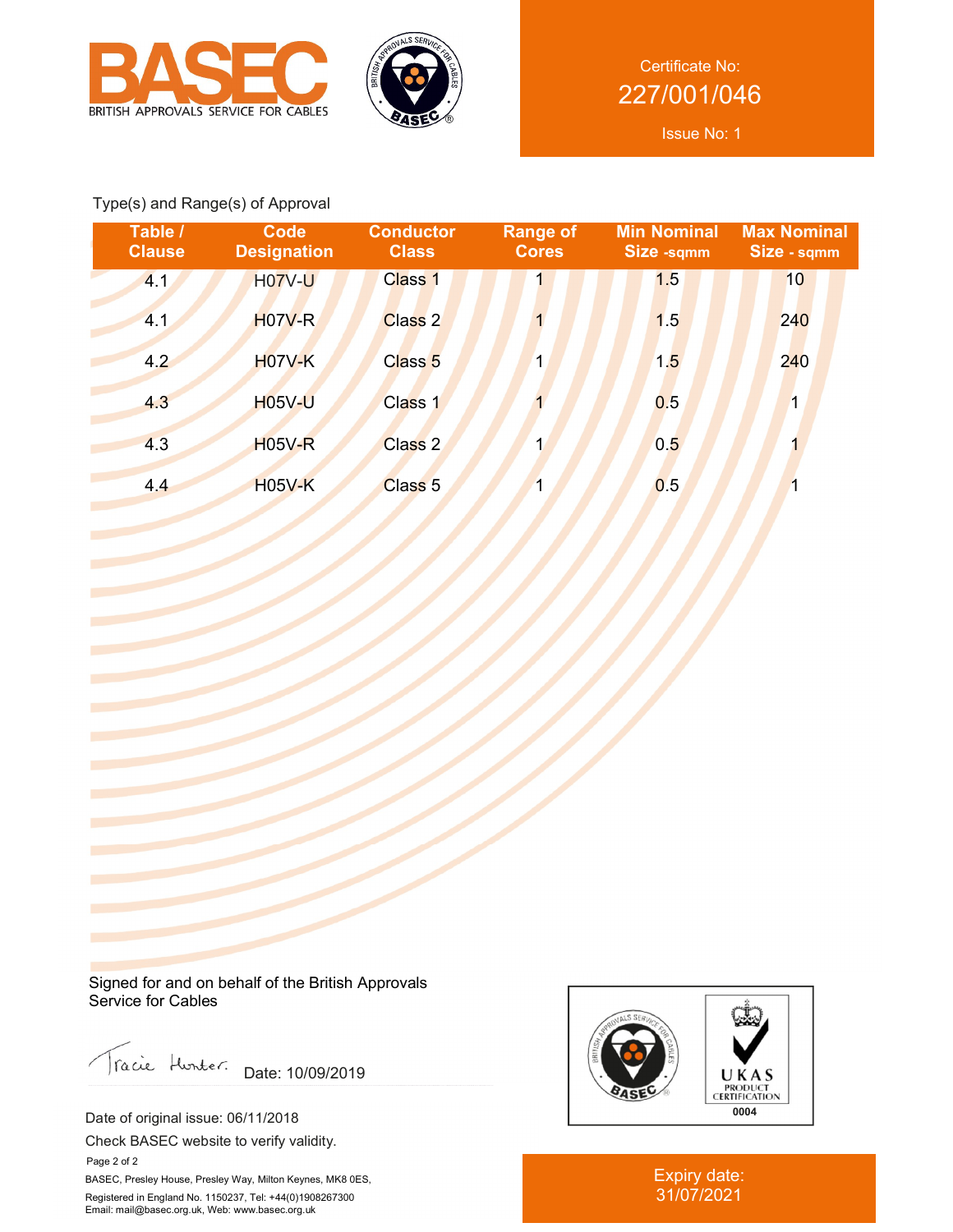BASEC
BRITISH APPROVALS SERVICE FOR CABLES

Certificate No:
227/001/046
Issue No: 1

Type(s) and Range(s) of Approval

| Table / Clause | Code Designation | Conductor Class | Range of Cores | Min Nominal Size -sqmm | Max Nominal Size - sqmm |
|---|---|---|---|---|---|
| 4.1 | H07V-U | Class 1 | 1 | 1.5 | 10 |
| 4.1 | H07V-R | Class 2 | 1 | 1.5 | 240 |
| 4.2 | H07V-K | Class 5 | 1 | 1.5 | 240 |
| 4.3 | H05V-U | Class 1 | 1 | 0.5 | 1 |
| 4.3 | H05V-R | Class 2 | 1 | 0.5 | 1 |
| 4.4 | H05V-K | Class 5 | 1 | 0.5 | 1 |

Signed for and on behalf of the British Approvals Service for Cables

Tracie Hunter. Date: 10/09/2019

Date of original issue: 06/11/2018

Check BASEC website to verify validity.

UKAS PRODUCT CERTIFICATION 0004

BASEC, Presley House, Presley Way, Milton Keynes, MK8 0ES,
Registered in England No. 1150237, Tel: +44(0)1908267300
Email: mail@basec.org.uk, Web: www.basec.org.uk

Expiry date:
31/07/2021